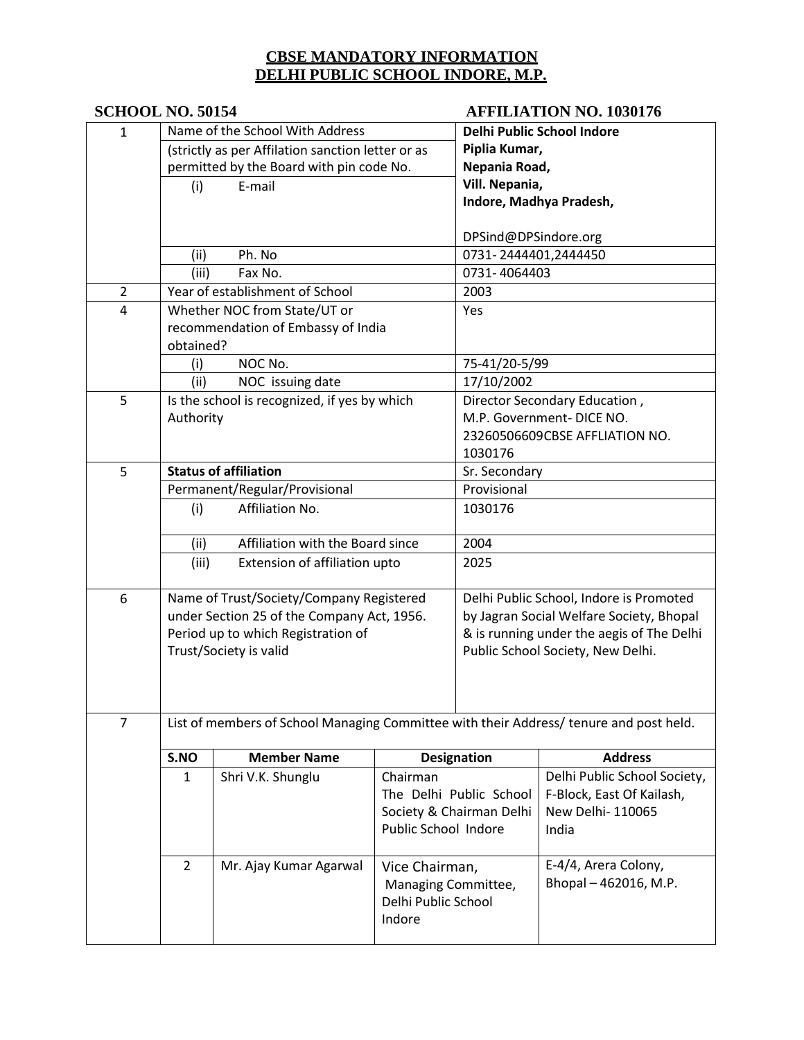# CBSE MANDATORY INFORMATION
# DELHI PUBLIC SCHOOL INDORE, M.P.

**SCHOOL NO. 50154** **AFFILIATION NO. 1030176**

| | | |
|---|---|---|
| 1 | Name of the School With Address (strictly as per Affilation sanction letter or as permitted by the Board with pin code No. | **Delhi Public School Indore Piplia Kumar, Nepania Road, Vill. Nepania, Indore, Madhya Pradesh,** |
| | (i) E-mail | DPSind@DPSindore.org |
| | (ii) Ph. No | 0731- 2444401,2444450 |
| | (iii) Fax No. | 0731- 4064403 |
| 2 | Year of establishment of School | 2003 |
| 4 | Whether NOC from State/UT or recommendation of Embassy of India obtained? | Yes |
| | (i) NOC No. | 75-41/20-5/99 |
| | (ii) NOC issuing date | 17/10/2002 |
| 5 | Is the school is recognized, if yes by which Authority | Director Secondary Education , M.P. Government- DICE NO. 23260506609CBSE AFFLIATION NO. 1030176 |
| 5 | **Status of affiliation** | Sr. Secondary |
| | Permanent/Regular/Provisional | Provisional |
| | (i) Affiliation No. | 1030176 |
| | (ii) Affiliation with the Board since | 2004 |
| | (iii) Extension of affiliation upto | 2025 |
| 6 | Name of Trust/Society/Company Registered under Section 25 of the Company Act, 1956. Period up to which Registration of Trust/Society is valid | Delhi Public School, Indore is Promoted by Jagran Social Welfare Society, Bhopal & is running under the aegis of The Delhi Public School Society, New Delhi. |
| 7 | List of members of School Managing Committee with their Address/ tenure and post held. | |

| S.NO | Member Name | Designation | Address |
|---|---|---|---|
| 1 | Shri V.K. Shunglu | Chairman The Delhi Public School Society & Chairman Delhi Public School Indore | Delhi Public School Society, F-Block, East Of Kailash, New Delhi- 110065 India |
| 2 | Mr. Ajay Kumar Agarwal | Vice Chairman, Managing Committee, Delhi Public School Indore | E-4/4, Arera Colony, Bhopal – 462016, M.P. |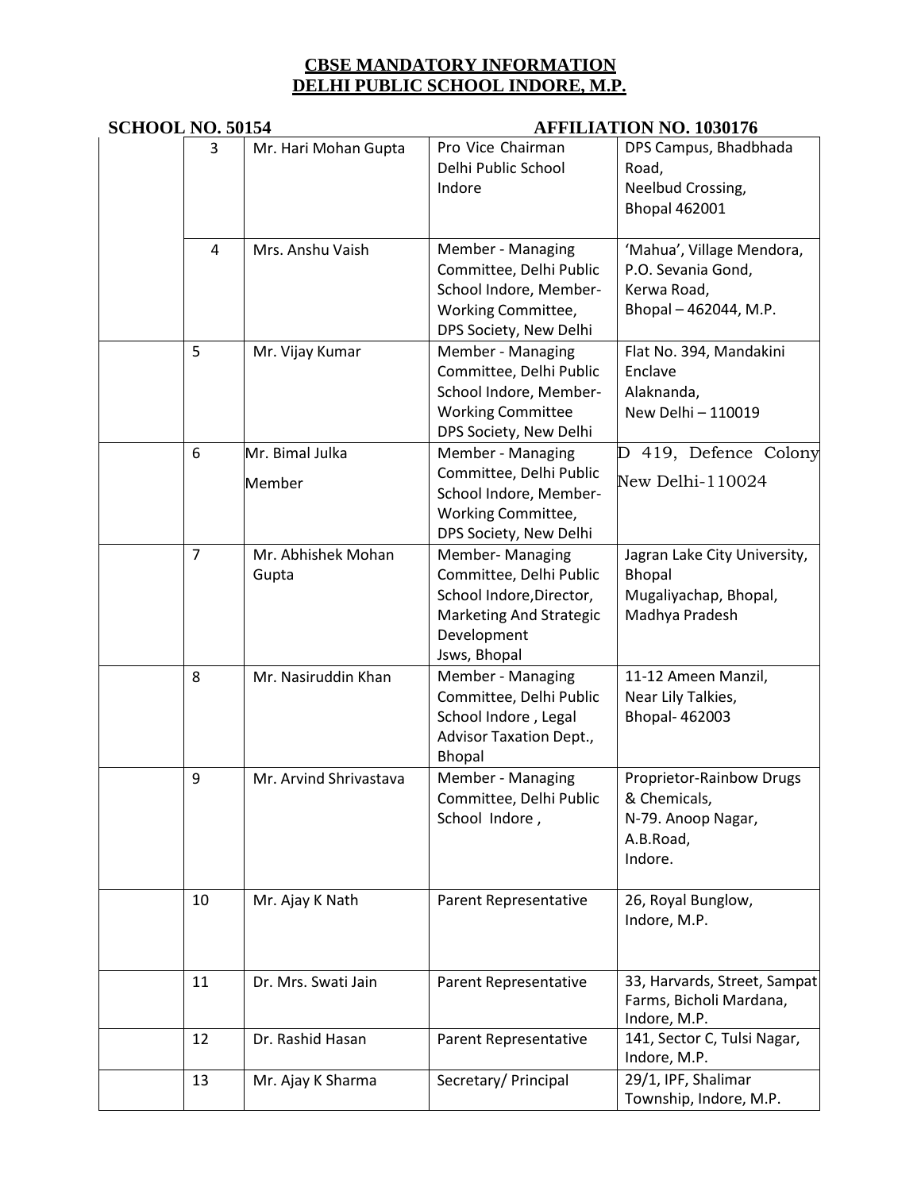# CBSE MANDATORY INFORMATION
# DELHI PUBLIC SCHOOL INDORE, M.P.

**SCHOOL NO. 50154** **AFFILIATION NO. 1030176**

| | | | | |
|---|---|---|---|---|
| | 3 | Mr. Hari Mohan Gupta | Pro Vice Chairman Delhi Public School Indore | DPS Campus, Bhadbhada Road, Neelbud Crossing, Bhopal 462001 |
| | 4 | Mrs. Anshu Vaish | Member - Managing Committee, Delhi Public School Indore, Member- Working Committee, DPS Society, New Delhi | 'Mahua', Village Mendora, P.O. Sevania Gond, Kerwa Road, Bhopal – 462044, M.P. |
| | 5 | Mr. Vijay Kumar | Member - Managing Committee, Delhi Public School Indore, Member- Working Committee DPS Society, New Delhi | Flat No. 394, Mandakini Enclave Alaknanda, New Delhi – 110019 |
| | 6 | Mr. Bimal Julka Member | Member - Managing Committee, Delhi Public School Indore, Member- Working Committee, DPS Society, New Delhi | D 419, Defence Colony New Delhi-110024 |
| | 7 | Mr. Abhishek Mohan Gupta | Member- Managing Committee, Delhi Public School Indore,Director, Marketing And Strategic Development Jsws, Bhopal | Jagran Lake City University, Bhopal Mugaliyachap, Bhopal, Madhya Pradesh |
| | 8 | Mr. Nasiruddin Khan | Member - Managing Committee, Delhi Public School Indore , Legal Advisor Taxation Dept., Bhopal | 11-12 Ameen Manzil, Near Lily Talkies, Bhopal- 462003 |
| | 9 | Mr. Arvind Shrivastava | Member - Managing Committee, Delhi Public School Indore , | Proprietor-Rainbow Drugs & Chemicals, N-79. Anoop Nagar, A.B.Road, Indore. |
| | 10 | Mr. Ajay K Nath | Parent Representative | 26, Royal Bunglow, Indore, M.P. |
| | 11 | Dr. Mrs. Swati Jain | Parent Representative | 33, Harvards, Street, Sampat Farms, Bicholi Mardana, Indore, M.P. |
| | 12 | Dr. Rashid Hasan | Parent Representative | 141, Sector C, Tulsi Nagar, Indore, M.P. |
| | 13 | Mr. Ajay K Sharma | Secretary/ Principal | 29/1, IPF, Shalimar Township, Indore, M.P. |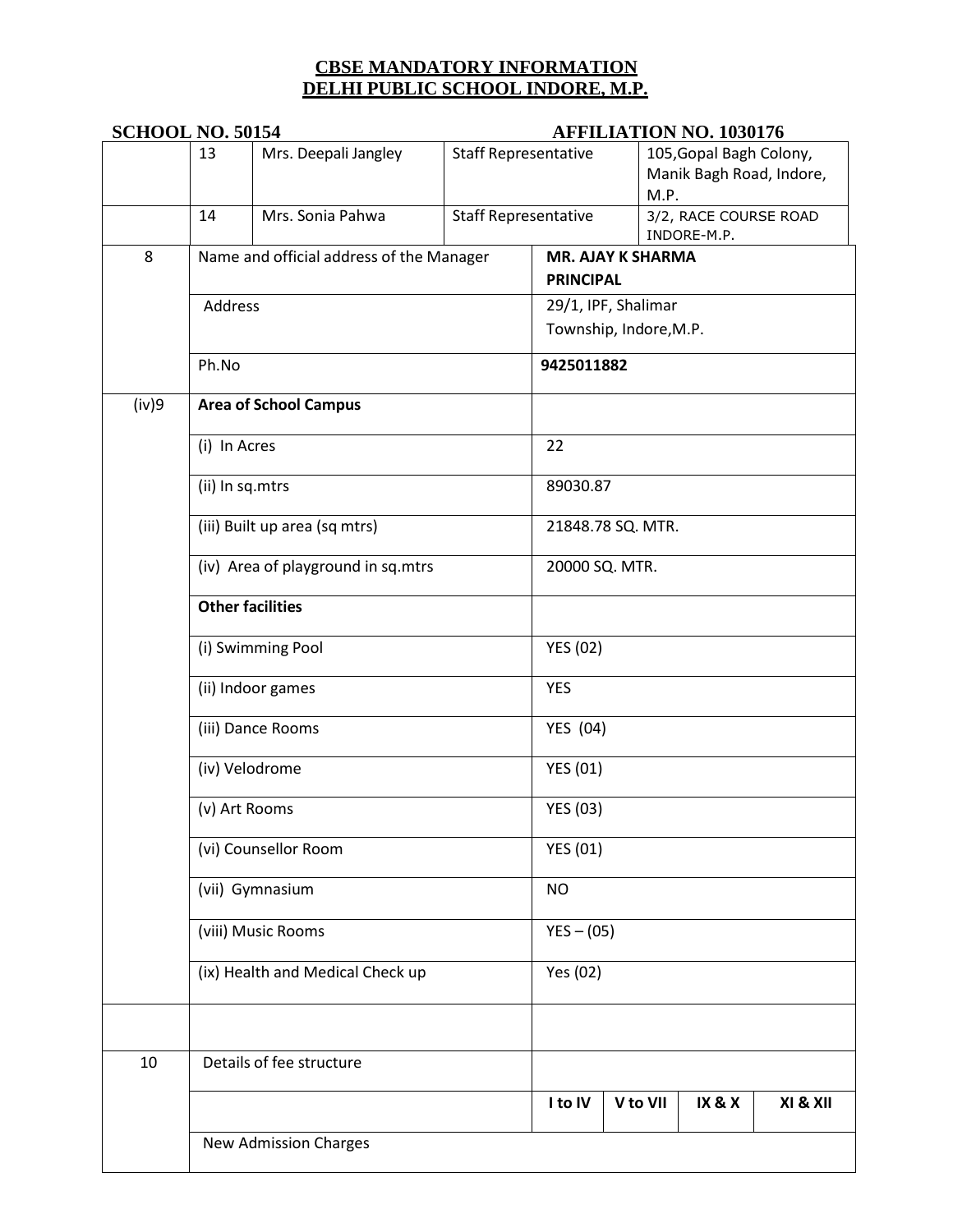**CBSE MANDATORY INFORMATION**
**DELHI PUBLIC SCHOOL INDORE, M.P.**

**SCHOOL NO. 50154** **AFFILIATION NO. 1030176**

| | | | | |
|---|---|---|---|---|
| | 13 | Mrs. Deepali Jangley | Staff Representative | 105,Gopal Bagh Colony, Manik Bagh Road, Indore, M.P. |
| | 14 | Mrs. Sonia Pahwa | Staff Representative | 3/2, RACE COURSE ROAD INDORE-M.P. |

| | | | | | |
|---|---|---|---|---|---|
| 8 | Name and official address of the Manager | **MR. AJAY K SHARMA PRINCIPAL** | | | |
| | Address | 29/1, IPF, Shalimar Township, Indore,M.P. | | | |
| | Ph.No | **9425011882** | | | |
| (iv)9 | **Area of School Campus** | | | | |
| | (i) In Acres | 22 | | | |
| | (ii) In sq.mtrs | 89030.87 | | | |
| | (iii) Built up area (sq mtrs) | 21848.78 SQ. MTR. | | | |
| | (iv) Area of playground in sq.mtrs | 20000 SQ. MTR. | | | |
| | **Other facilities** | | | | |
| | (i) Swimming Pool | YES (02) | | | |
| | (ii) Indoor games | YES | | | |
| | (iii) Dance Rooms | YES (04) | | | |
| | (iv) Velodrome | YES (01) | | | |
| | (v) Art Rooms | YES (03) | | | |
| | (vi) Counsellor Room | YES (01) | | | |
| | (vii) Gymnasium | NO | | | |
| | (viii) Music Rooms | YES – (05) | | | |
| | (ix) Health and Medical Check up | Yes (02) | | | |
| | | | | | |
| 10 | Details of fee structure | | | | |
| | | **I to IV** | **V to VII** | **IX & X** | **XI & XII** |
| | New Admission Charges | | | | |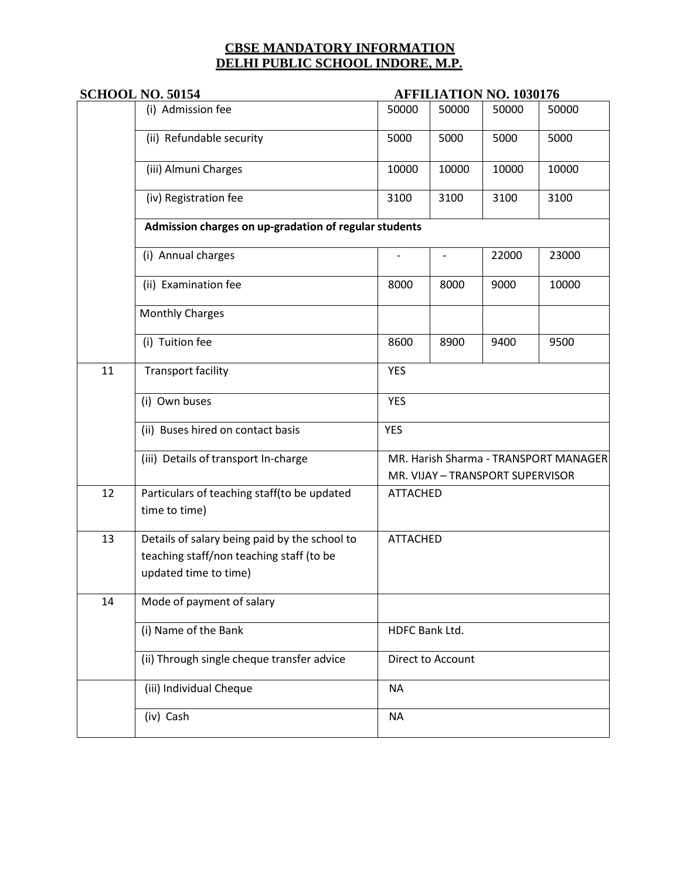# CBSE MANDATORY INFORMATION
# DELHI PUBLIC SCHOOL INDORE, M.P.

**SCHOOL NO. 50154** **AFFILIATION NO. 1030176**

| | | | | | |
|---|---|---|---|---|---|
| | (i) Admission fee | 50000 | 50000 | 50000 | 50000 |
| | (ii) Refundable security | 5000 | 5000 | 5000 | 5000 |
| | (iii) Almuni Charges | 10000 | 10000 | 10000 | 10000 |
| | (iv) Registration fee | 3100 | 3100 | 3100 | 3100 |
| | **Admission charges on up-gradation of regular students** | | | | |
| | (i) Annual charges | - | - | 22000 | 23000 |
| | (ii) Examination fee | 8000 | 8000 | 9000 | 10000 |
| | Monthly Charges | | | | |
| | (i) Tuition fee | 8600 | 8900 | 9400 | 9500 |
| 11 | Transport facility | YES | | | |
| | (i) Own buses | YES | | | |
| | (ii) Buses hired on contact basis | YES | | | |
| | (iii) Details of transport In-charge | MR. Harish Sharma - TRANSPORT MANAGER<br>MR. VIJAY – TRANSPORT SUPERVISOR | | | |
| 12 | Particulars of teaching staff(to be updated time to time) | ATTACHED | | | |
| 13 | Details of salary being paid by the school to teaching staff/non teaching staff (to be updated time to time) | ATTACHED | | | |
| 14 | Mode of payment of salary | | | | |
| | (i) Name of the Bank | HDFC Bank Ltd. | | | |
| | (ii) Through single cheque transfer advice | Direct to Account | | | |
| | (iii) Individual Cheque | NA | | | |
| | (iv) Cash | NA | | | |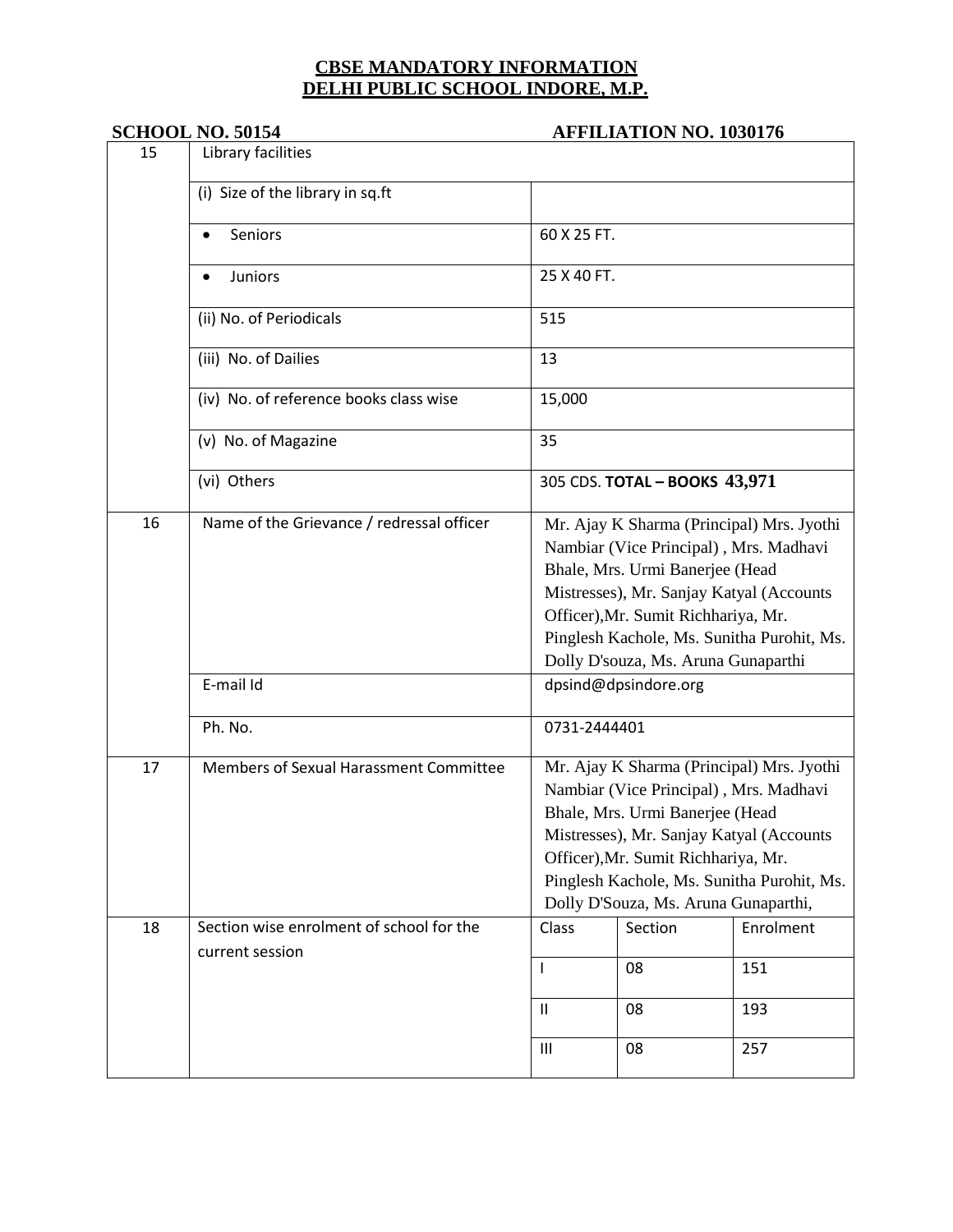# CBSE MANDATORY INFORMATION
# DELHI PUBLIC SCHOOL INDORE, M.P.

**SCHOOL NO. 50154** **AFFILIATION NO. 1030176**

| | | | | |
|---|---|---|---|---|
| 15 | Library facilities | | | |
| | (i) Size of the library in sq.ft | | | |
| | • Seniors | 60 X 25 FT. | | |
| | • Juniors | 25 X 40 FT. | | |
| | (ii) No. of Periodicals | 515 | | |
| | (iii) No. of Dailies | 13 | | |
| | (iv) No. of reference books class wise | 15,000 | | |
| | (v) No. of Magazine | 35 | | |
| | (vi) Others | 305 CDS. **TOTAL – BOOKS 43,971** | | |
| 16 | Name of the Grievance / redressal officer | Mr. Ajay K Sharma (Principal) Mrs. Jyothi Nambiar (Vice Principal) , Mrs. Madhavi Bhale, Mrs. Urmi Banerjee (Head Mistresses), Mr. Sanjay Katyal (Accounts Officer),Mr. Sumit Richhariya, Mr. Pinglesh Kachole, Ms. Sunitha Purohit, Ms. Dolly D'souza, Ms. Aruna Gunaparthi | | |
| | E-mail Id | dpsind@dpsindore.org | | |
| | Ph. No. | 0731-2444401 | | |
| 17 | Members of Sexual Harassment Committee | Mr. Ajay K Sharma (Principal) Mrs. Jyothi Nambiar (Vice Principal) , Mrs. Madhavi Bhale, Mrs. Urmi Banerjee (Head Mistresses), Mr. Sanjay Katyal (Accounts Officer),Mr. Sumit Richhariya, Mr. Pinglesh Kachole, Ms. Sunitha Purohit, Ms. Dolly D'Souza, Ms. Aruna Gunaparthi, | | |
| 18 | Section wise enrolment of school for the current session | Class | Section | Enrolment |
| | | I | 08 | 151 |
| | | II | 08 | 193 |
| | | III | 08 | 257 |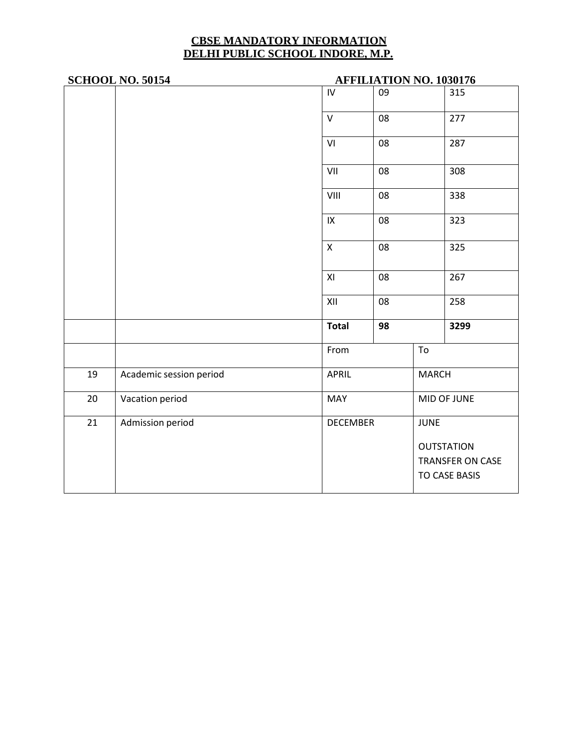**CBSE MANDATORY INFORMATION**
**DELHI PUBLIC SCHOOL INDORE, M.P.**

**SCHOOL NO. 50154** **AFFILIATION NO. 1030176**

| | | | | |
|---|---|---|---|---|
| | | IV | 09 | 315 |
| | | V | 08 | 277 |
| | | VI | 08 | 287 |
| | | VII | 08 | 308 |
| | | VIII | 08 | 338 |
| | | IX | 08 | 323 |
| | | X | 08 | 325 |
| | | XI | 08 | 267 |
| | | XII | 08 | 258 |
| | | **Total** | **98** | **3299** |
| | | From | | To |
| 19 | Academic session period | APRIL | | MARCH |
| 20 | Vacation period | MAY | | MID OF JUNE |
| 21 | Admission period | DECEMBER | | JUNE<br><br>OUTSTATION TRANSFER ON CASE TO CASE BASIS |